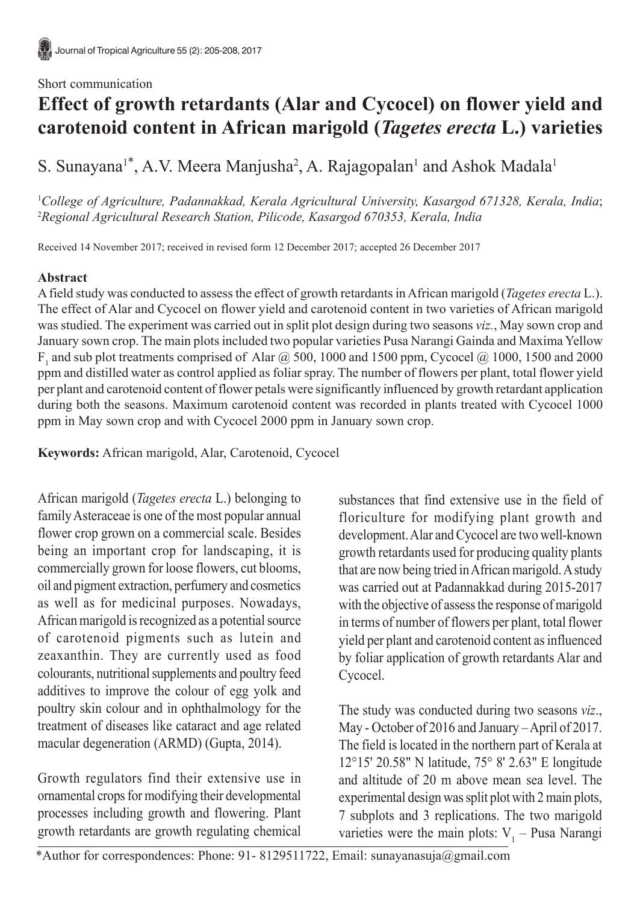Short communication

# Effect of growth retardants (Alar and Cycocel) on flower yield and carotenoid content in African marigold (*Tagetes erecta* L.) varieties

S. Sunayana[1*], A.V. Meera Manjusha[2], A. Rajagopalan[1] and Ashok Madala[1]

[1]*College of Agriculture, Padannakkad, Kerala Agricultural University, Kasargod 671328, Kerala, India*; [2]*Regional Agricultural Research Station, Pilicode, Kasargod 670353, Kerala, India*

Received 14 November 2017; received in revised form 12 December 2017; accepted 26 December 2017

## Abstract

A field study was conducted to assess the effect of growth retardants in African marigold (*Tagetes erecta* L.). The effect of Alar and Cycocel on flower yield and carotenoid content in two varieties of African marigold was studied. The experiment was carried out in split plot design during two seasons *viz*., May sown crop and January sown crop. The main plots included two popular varieties Pusa Narangi Gainda and Maxima Yellow $F_1$ and sub plot treatments comprised of Alar @ 500, 1000 and 1500 ppm, Cycocel @ 1000, 1500 and 2000 ppm and distilled water as control applied as foliar spray. The number of flowers per plant, total flower yield per plant and carotenoid content of flower petals were significantly influenced by growth retardant application during both the seasons. Maximum carotenoid content was recorded in plants treated with Cycocel 1000 ppm in May sown crop and with Cycocel 2000 ppm in January sown crop.

**Keywords:** African marigold, Alar, Carotenoid, Cycocel

African marigold (*Tagetes erecta* L.) belonging to family Asteraceae is one of the most popular annual flower crop grown on a commercial scale. Besides being an important crop for landscaping, it is commercially grown for loose flowers, cut blooms, oil and pigment extraction, perfumery and cosmetics as well as for medicinal purposes. Nowadays, African marigold is recognized as a potential source of carotenoid pigments such as lutein and zeaxanthin. They are currently used as food colourants, nutritional supplements and poultry feed additives to improve the colour of egg yolk and poultry skin colour and in ophthalmology for the treatment of diseases like cataract and age related macular degeneration (ARMD) (Gupta, 2014).

Growth regulators find their extensive use in ornamental crops for modifying their developmental processes including growth and flowering. Plant growth retardants are growth regulating chemical substances that find extensive use in the field of floriculture for modifying plant growth and development. Alar and Cycocel are two well-known growth retardants used for producing quality plants that are now being tried in African marigold. A study was carried out at Padannakkad during 2015-2017 with the objective of assess the response of marigold in terms of number of flowers per plant, total flower yield per plant and carotenoid content as influenced by foliar application of growth retardants Alar and Cycocel.

The study was conducted during two seasons *viz*., May - October of 2016 and January – April of 2017. The field is located in the northern part of Kerala at 12°15' 20.58" N latitude, 75° 8' 2.63" E longitude and altitude of 20 m above mean sea level. The experimental design was split plot with 2 main plots, 7 subplots and 3 replications. The two marigold varieties were the main plots: $V_1$ – Pusa Narangi

*Author for correspondences: Phone: 91- 8129511722, Email: sunayanasuja@gmail.com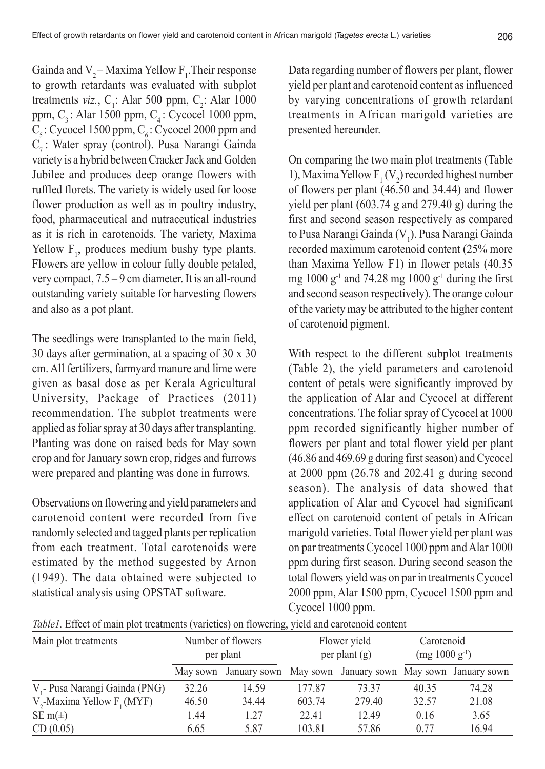Gainda and $V_2$ – Maxima Yellow $F_1$. Their response to growth retardants was evaluated with subplot treatments *viz.*, $C_1$: Alar 500 ppm, $C_2$: Alar 1000 ppm, $C_3$ : Alar 1500 ppm, $C_4$ : Cycocel 1000 ppm, $C_5$ : Cycocel 1500 ppm, $C_6$ : Cycocel 2000 ppm and $C_7$ : Water spray (control). Pusa Narangi Gainda variety is a hybrid between Cracker Jack and Golden Jubilee and produces deep orange flowers with ruffled florets. The variety is widely used for loose flower production as well as in poultry industry, food, pharmaceutical and nutraceutical industries as it is rich in carotenoids. The variety, Maxima Yellow $F_1$, produces medium bushy type plants. Flowers are yellow in colour fully double petaled, very compact, 7.5 – 9 cm diameter. It is an all-round outstanding variety suitable for harvesting flowers and also as a pot plant.

The seedlings were transplanted to the main field, 30 days after germination, at a spacing of 30 x 30 cm. All fertilizers, farmyard manure and lime were given as basal dose as per Kerala Agricultural University, Package of Practices (2011) recommendation. The subplot treatments were applied as foliar spray at 30 days after transplanting. Planting was done on raised beds for May sown crop and for January sown crop, ridges and furrows were prepared and planting was done in furrows.

Observations on flowering and yield parameters and carotenoid content were recorded from five randomly selected and tagged plants per replication from each treatment. Total carotenoids were estimated by the method suggested by Arnon (1949). The data obtained were subjected to statistical analysis using OPSTAT software.

Data regarding number of flowers per plant, flower yield per plant and carotenoid content as influenced by varying concentrations of growth retardant treatments in African marigold varieties are presented hereunder.

On comparing the two main plot treatments (Table 1), Maxima Yellow $F_1$ ($V_2$) recorded highest number of flowers per plant (46.50 and 34.44) and flower yield per plant (603.74 g and 279.40 g) during the first and second season respectively as compared to Pusa Narangi Gainda ($V_1$). Pusa Narangi Gainda recorded maximum carotenoid content (25% more than Maxima Yellow F1) in flower petals (40.35 mg 1000 $g^{-1}$ and 74.28 mg 1000 $g^{-1}$ during the first and second season respectively). The orange colour of the variety may be attributed to the higher content of carotenoid pigment.

With respect to the different subplot treatments (Table 2), the yield parameters and carotenoid content of petals were significantly improved by the application of Alar and Cycocel at different concentrations. The foliar spray of Cycocel at 1000 ppm recorded significantly higher number of flowers per plant and total flower yield per plant (46.86 and 469.69 g during first season) and Cycocel at 2000 ppm (26.78 and 202.41 g during second season). The analysis of data showed that application of Alar and Cycocel had significant effect on carotenoid content of petals in African marigold varieties. Total flower yield per plant was on par treatments Cycocel 1000 ppm and Alar 1000 ppm during first season. During second season the total flowers yield was on par in treatments Cycocel 2000 ppm, Alar 1500 ppm, Cycocel 1500 ppm and Cycocel 1000 ppm.

*Table1.* Effect of main plot treatments (varieties) on flowering, yield and carotenoid content

| Main plot treatments | Number of flowers per plant | | Flower yield per plant (g) | | Carotenoid (mg 1000 $g^{-1}$) | |
|---|---|---|---|---|---|---|
| | May sown | January sown | May sown | January sown | May sown | January sown |
| $V_1$- Pusa Narangi Gainda (PNG) | 32.26 | 14.59 | 177.87 | 73.37 | 40.35 | 74.28 |
| $V_2$-Maxima Yellow $F_1$ (MYF) | 46.50 | 34.44 | 603.74 | 279.40 | 32.57 | 21.08 |
| SE m(±) | 1.44 | 1.27 | 22.41 | 12.49 | 0.16 | 3.65 |
| CD (0.05) | 6.65 | 5.87 | 103.81 | 57.86 | 0.77 | 16.94 |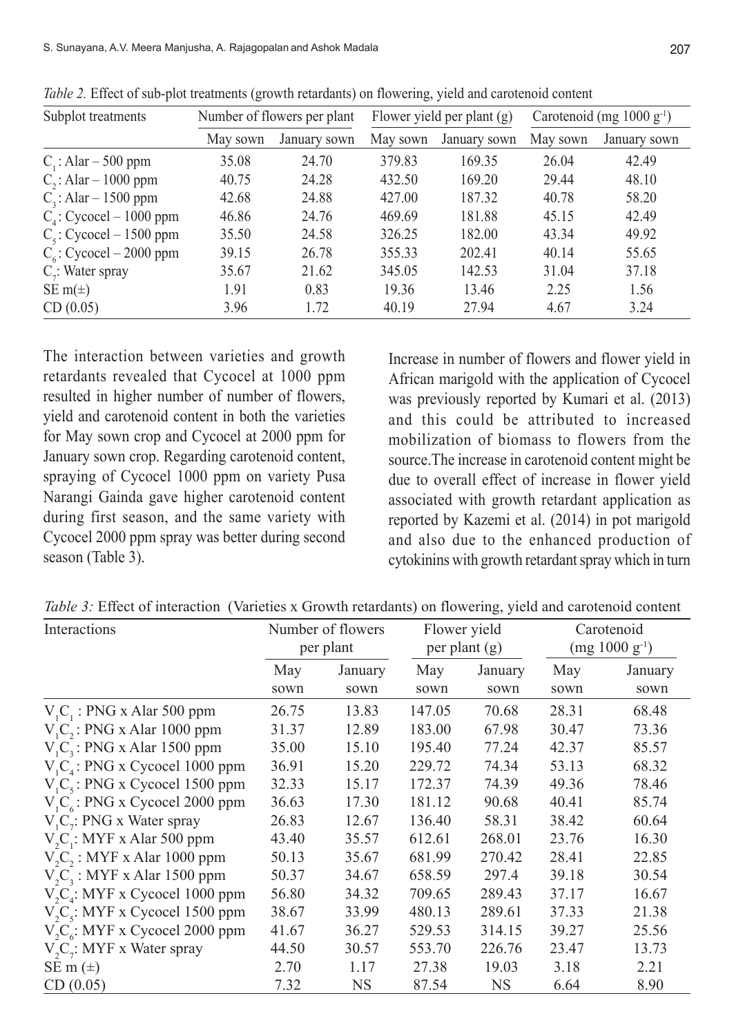*Table 2.* Effect of sub-plot treatments (growth retardants) on flowering, yield and carotenoid content

| Subplot treatments | Number of flowers per plant | | Flower yield per plant (g) | | Carotenoid (mg 1000 $g^{-1}$) | |
|---|---|---|---|---|---|---|
| | May sown | January sown | May sown | January sown | May sown | January sown |
| $C_1$ : Alar – 500 ppm | 35.08 | 24.70 | 379.83 | 169.35 | 26.04 | 42.49 |
| $C_2$ : Alar – 1000 ppm | 40.75 | 24.28 | 432.50 | 169.20 | 29.44 | 48.10 |
| $C_3$ : Alar – 1500 ppm | 42.68 | 24.88 | 427.00 | 187.32 | 40.78 | 58.20 |
| $C_4$ : Cycocel – 1000 ppm | 46.86 | 24.76 | 469.69 | 181.88 | 45.15 | 42.49 |
| $C_5$ : Cycocel – 1500 ppm | 35.50 | 24.58 | 326.25 | 182.00 | 43.34 | 49.92 |
| $C_6$ : Cycocel – 2000 ppm | 39.15 | 26.78 | 355.33 | 202.41 | 40.14 | 55.65 |
| $C_7$: Water spray | 35.67 | 21.62 | 345.05 | 142.53 | 31.04 | 37.18 |
| SE m(±) | 1.91 | 0.83 | 19.36 | 13.46 | 2.25 | 1.56 |
| CD (0.05) | 3.96 | 1.72 | 40.19 | 27.94 | 4.67 | 3.24 |

The interaction between varieties and growth retardants revealed that Cycocel at 1000 ppm resulted in higher number of number of flowers, yield and carotenoid content in both the varieties for May sown crop and Cycocel at 2000 ppm for January sown crop. Regarding carotenoid content, spraying of Cycocel 1000 ppm on variety Pusa Narangi Gainda gave higher carotenoid content during first season, and the same variety with Cycocel 2000 ppm spray was better during second season (Table 3).

Increase in number of flowers and flower yield in African marigold with the application of Cycocel was previously reported by Kumari et al. (2013) and this could be attributed to increased mobilization of biomass to flowers from the source.The increase in carotenoid content might be due to overall effect of increase in flower yield associated with growth retardant application as reported by Kazemi et al. (2014) in pot marigold and also due to the enhanced production of cytokinins with growth retardant spray which in turn

*Table 3:* Effect of interaction (Varieties x Growth retardants) on flowering, yield and carotenoid content

| Interactions | Number of flowers per plant | | Flower yield per plant (g) | | Carotenoid (mg 1000 $g^{-1}$) | |
|---|---|---|---|---|---|---|
| | May sown | January sown | May sown | January sown | May sown | January sown |
| $V_1C_1$ : PNG x Alar 500 ppm | 26.75 | 13.83 | 147.05 | 70.68 | 28.31 | 68.48 |
| $V_1C_2$ : PNG x Alar 1000 ppm | 31.37 | 12.89 | 183.00 | 67.98 | 30.47 | 73.36 |
| $V_1C_3$ : PNG x Alar 1500 ppm | 35.00 | 15.10 | 195.40 | 77.24 | 42.37 | 85.57 |
| $V_1C_4$ : PNG x Cycocel 1000 ppm | 36.91 | 15.20 | 229.72 | 74.34 | 53.13 | 68.32 |
| $V_1C_5$ : PNG x Cycocel 1500 ppm | 32.33 | 15.17 | 172.37 | 74.39 | 49.36 | 78.46 |
| $V_1C_6$ : PNG x Cycocel 2000 ppm | 36.63 | 17.30 | 181.12 | 90.68 | 40.41 | 85.74 |
| $V_1C_7$: PNG x Water spray | 26.83 | 12.67 | 136.40 | 58.31 | 38.42 | 60.64 |
| $V_2C_1$: MYF x Alar 500 ppm | 43.40 | 35.57 | 612.61 | 268.01 | 23.76 | 16.30 |
| $V_2C_2$ : MYF x Alar 1000 ppm | 50.13 | 35.67 | 681.99 | 270.42 | 28.41 | 22.85 |
| $V_2C_3$ : MYF x Alar 1500 ppm | 50.37 | 34.67 | 658.59 | 297.4 | 39.18 | 30.54 |
| $V_2C_4$: MYF x Cycocel 1000 ppm | 56.80 | 34.32 | 709.65 | 289.43 | 37.17 | 16.67 |
| $V_2C_5$: MYF x Cycocel 1500 ppm | 38.67 | 33.99 | 480.13 | 289.61 | 37.33 | 21.38 |
| $V_2C_6$: MYF x Cycocel 2000 ppm | 41.67 | 36.27 | 529.53 | 314.15 | 39.27 | 25.56 |
| $V_2C_7$: MYF x Water spray | 44.50 | 30.57 | 553.70 | 226.76 | 23.47 | 13.73 |
| SE m (±) | 2.70 | 1.17 | 27.38 | 19.03 | 3.18 | 2.21 |
| CD (0.05) | 7.32 | NS | 87.54 | NS | 6.64 | 8.90 |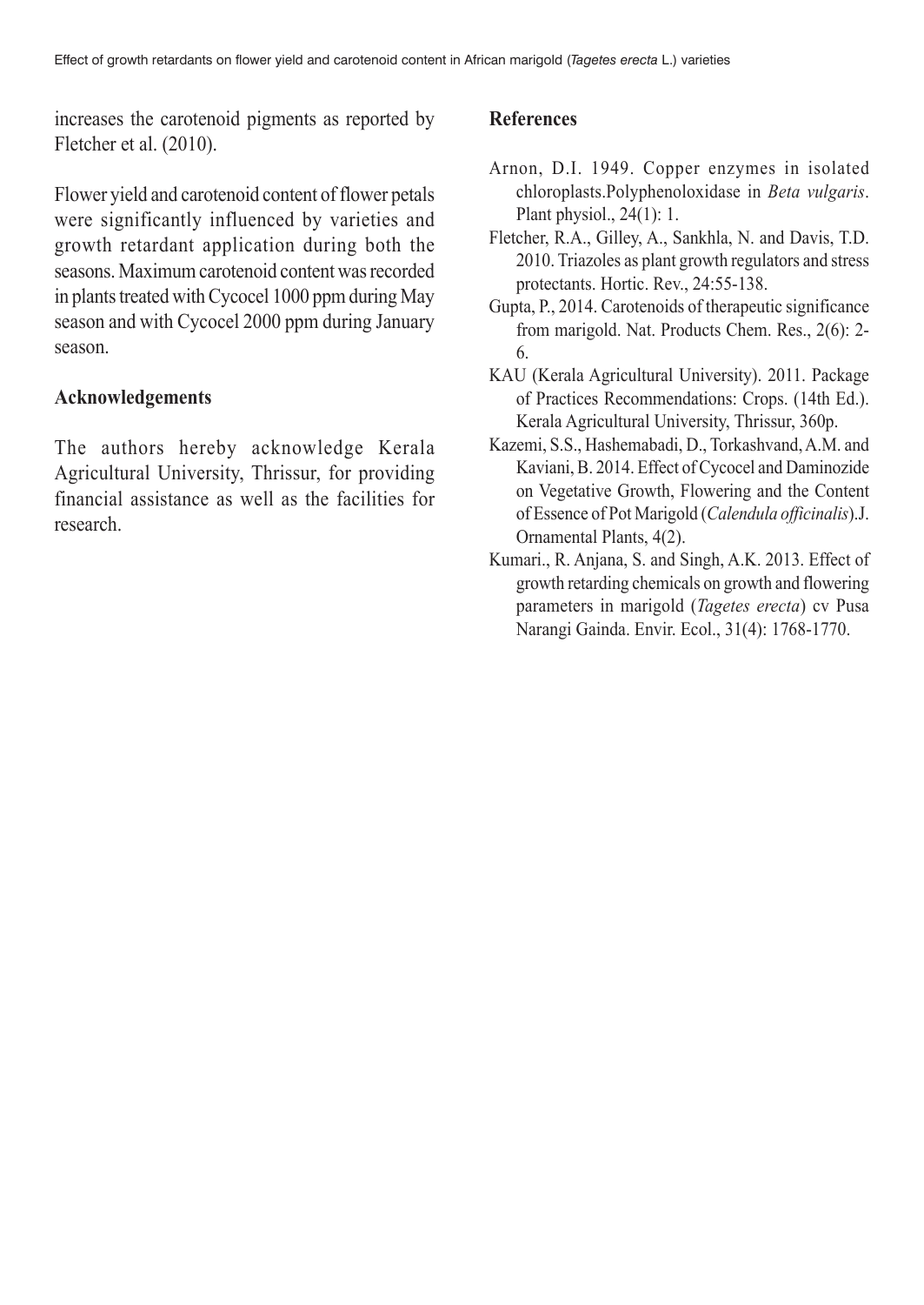increases the carotenoid pigments as reported by Fletcher et al. (2010).

Flower yield and carotenoid content of flower petals were significantly influenced by varieties and growth retardant application during both the seasons. Maximum carotenoid content was recorded in plants treated with Cycocel 1000 ppm during May season and with Cycocel 2000 ppm during January season.

## Acknowledgements

The authors hereby acknowledge Kerala Agricultural University, Thrissur, for providing financial assistance as well as the facilities for research.

## References

Arnon, D.I. 1949. Copper enzymes in isolated chloroplasts.Polyphenoloxidase in *Beta vulgaris*. Plant physiol., 24(1): 1.

Fletcher, R.A., Gilley, A., Sankhla, N. and Davis, T.D. 2010. Triazoles as plant growth regulators and stress protectants. Hortic. Rev., 24:55-138.

Gupta, P., 2014. Carotenoids of therapeutic significance from marigold. Nat. Products Chem. Res., 2(6): 2-6.

KAU (Kerala Agricultural University). 2011. Package of Practices Recommendations: Crops. (14th Ed.). Kerala Agricultural University, Thrissur, 360p.

Kazemi, S.S., Hashemabadi, D., Torkashvand, A.M. and Kaviani, B. 2014. Effect of Cycocel and Daminozide on Vegetative Growth, Flowering and the Content of Essence of Pot Marigold (*Calendula officinalis*).J. Ornamental Plants, 4(2).

Kumari., R. Anjana, S. and Singh, A.K. 2013. Effect of growth retarding chemicals on growth and flowering parameters in marigold (*Tagetes erecta*) cv Pusa Narangi Gainda. Envir. Ecol., 31(4): 1768-1770.